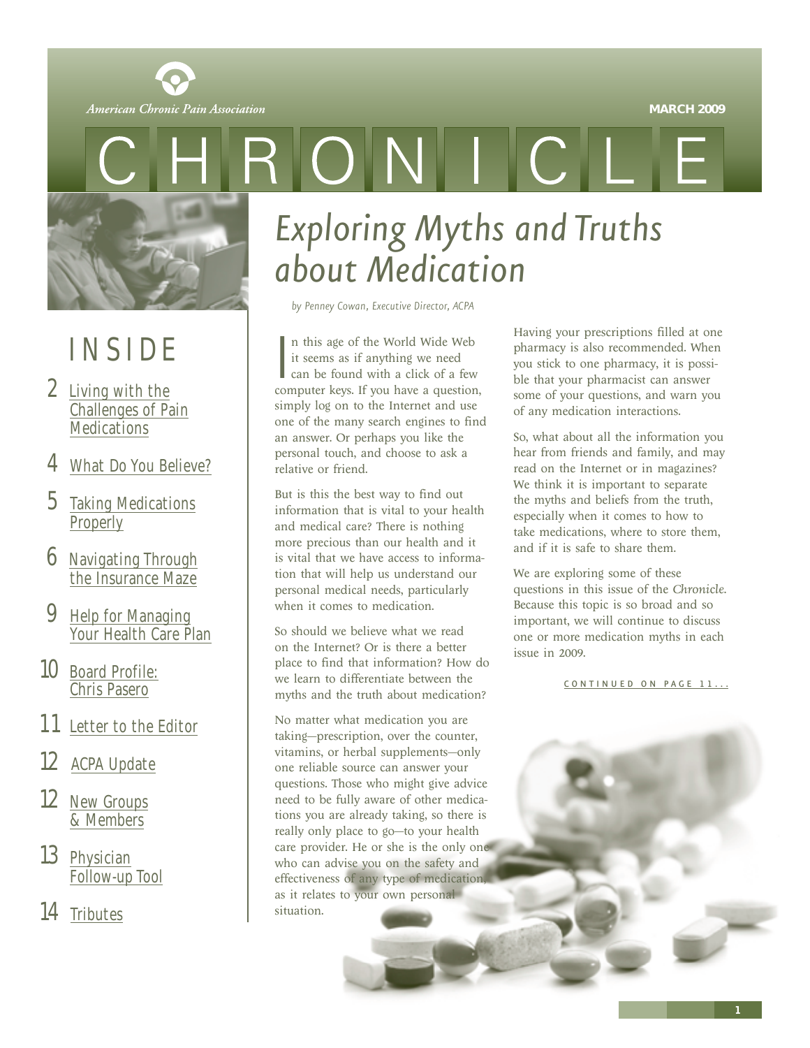American Chronic Pain Association

MARCH 2009

# CHRONICLE

## INSIDE

- 2 Living with the Challenges of Pain Medications
- 4 What Do You Believe?
- 5 Taking Medications Properly
- 6 Navigating Through the Insurance Maze
- 9 Help for Managing Your Health Care Plan
- 10 Board Profile: Chris Pasero
- 11 Letter to the Editor
- 12 ACPA Update
- 12 New Groups & Members
- 13 Physician Follow-up Tool
- 14 Tributes

# *Exploring Myths and Truths about Medication*

*by Penney Cowan, Executive Director, ACPA*

In this age of the World Wide Web it seems as if anything we need can be found with a click of a few computer keys. If you have a question, simply log on to the Internet and use one of the many search engines to find an answer. Or perhaps you like the personal touch, and choose to ask a relative or friend.

But is this the best way to find out information that is vital to your health and medical care? There is nothing more precious than our health and it is vital that we have access to information that will help us understand our personal medical needs, particularly when it comes to medication.

So should we believe what we read on the Internet? Or is there a better place to find that information? How do we learn to differentiate between the myths and the truth about medication?

No matter what medication you are taking—prescription, over the counter, vitamins, or herbal supplements—only one reliable source can answer your questions. Those who might give advice need to be fully aware of other medications you are already taking, so there is really only place to go—to your health care provider. He or she is the only one who can advise you on the safety and effectiveness of any type of medication, as it relates to your own personal situation.

Having your prescriptions filled at one pharmacy is also recommended. When you stick to one pharmacy, it is possible that your pharmacist can answer some of your questions, and warn you of any medication interactions.

So, what about all the information you hear from friends and family, and may read on the Internet or in magazines? We think it is important to separate the myths and beliefs from the truth, especially when it comes to how to take medications, where to store them, and if it is safe to share them.

We are exploring some of these questions in this issue of the *Chronicle*. Because this topic is so broad and so important, we will continue to discuss one or more medication myths in each issue in 2009.

CONTINUED ON PAGE 11...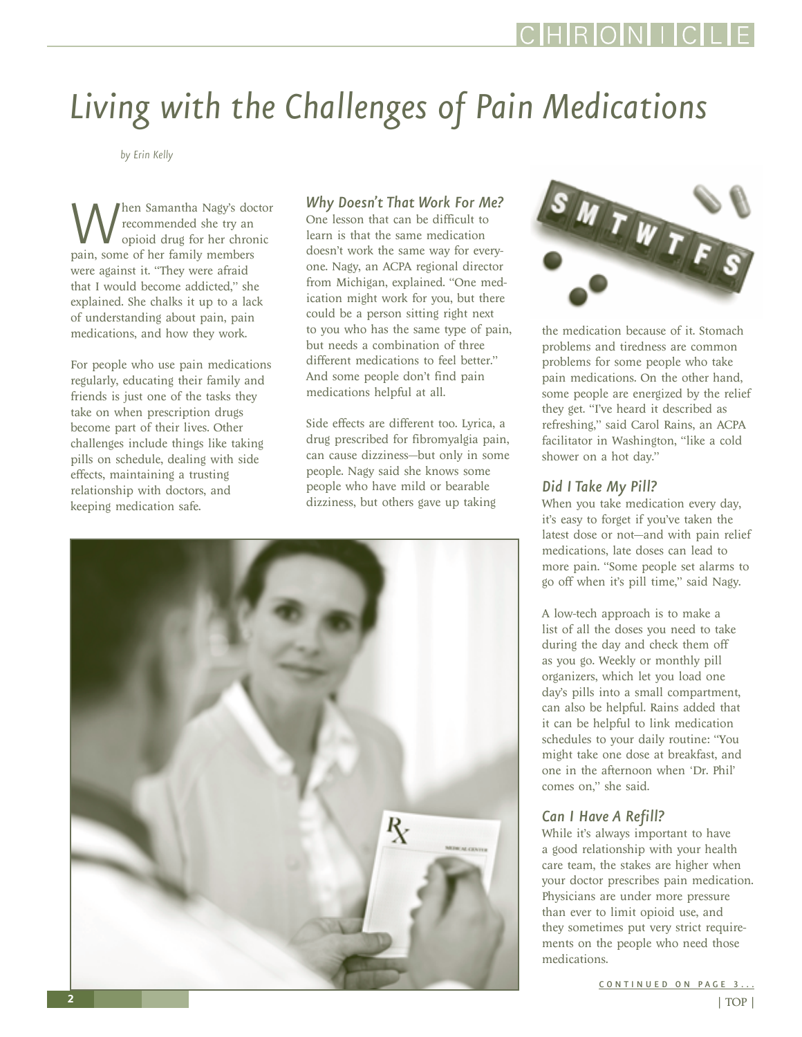# Living with the Challenges of Pain Medications

*by Erin Kelly*

When Samantha Nagy's doctor recommended she try an opioid drug for her chronic pain, some of her family members were against it. "They were afraid that I would become addicted," she explained. She chalks it up to a lack of understanding about pain, pain medications, and how they work.

For people who use pain medications regularly, educating their family and friends is just one of the tasks they take on when prescription drugs become part of their lives. Other challenges include things like taking pills on schedule, dealing with side effects, maintaining a trusting relationship with doctors, and keeping medication safe.

## Why Doesn't That Work For Me?

One lesson that can be difficult to learn is that the same medication doesn't work the same way for everyone. Nagy, an ACPA regional director from Michigan, explained. "One medication might work for you, but there could be a person sitting right next to you who has the same type of pain, but needs a combination of three different medications to feel better." And some people don't find pain medications helpful at all.

Side effects are different too. Lyrica, a drug prescribed for fibromyalgia pain, can cause dizziness—but only in some people. Nagy said she knows some people who have mild or bearable dizziness, but others gave up taking the medication because of it. Stomach problems and tiredness are common problems for some people who take pain medications. On the other hand, some people are energized by the relief they get. "I've heard it described as refreshing," said Carol Rains, an ACPA facilitator in Washington, "like a cold shower on a hot day."

## Did I Take My Pill?

When you take medication every day, it's easy to forget if you've taken the latest dose or not—and with pain relief medications, late doses can lead to more pain. "Some people set alarms to go off when it's pill time," said Nagy.

A low-tech approach is to make a list of all the doses you need to take during the day and check them off as you go. Weekly or monthly pill organizers, which let you load one day's pills into a small compartment, can also be helpful. Rains added that it can be helpful to link medication schedules to your daily routine: "You might take one dose at breakfast, and one in the afternoon when 'Dr. Phil' comes on," she said.

## Can I Have A Refill?

While it's always important to have a good relationship with your health care team, the stakes are higher when your doctor prescribes pain medication. Physicians are under more pressure than ever to limit opioid use, and they sometimes put very strict requirements on the people who need those medications.

CONTINUED ON PAGE 3...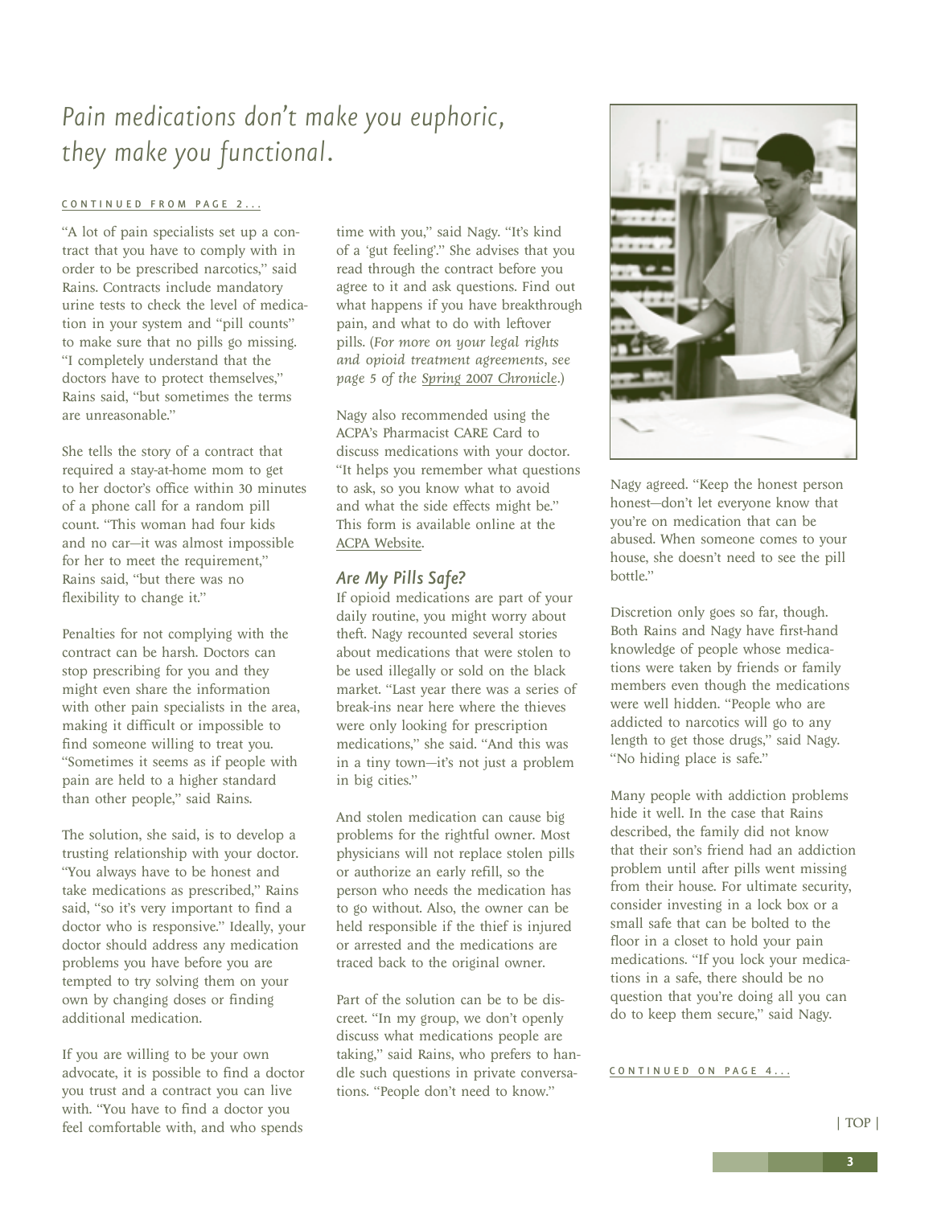# *Pain medications don't make you euphoric, they make you functional.*

CONTINUED FROM PAGE 2...

"A lot of pain specialists set up a contract that you have to comply with in order to be prescribed narcotics," said Rains. Contracts include mandatory urine tests to check the level of medication in your system and "pill counts" to make sure that no pills go missing. "I completely understand that the doctors have to protect themselves," Rains said, "but sometimes the terms are unreasonable."

She tells the story of a contract that required a stay-at-home mom to get to her doctor's office within 30 minutes of a phone call for a random pill count. "This woman had four kids and no car—it was almost impossible for her to meet the requirement," Rains said, "but there was no flexibility to change it."

Penalties for not complying with the contract can be harsh. Doctors can stop prescribing for you and they might even share the information with other pain specialists in the area, making it difficult or impossible to find someone willing to treat you. "Sometimes it seems as if people with pain are held to a higher standard than other people," said Rains.

The solution, she said, is to develop a trusting relationship with your doctor. "You always have to be honest and take medications as prescribed," Rains said, "so it's very important to find a doctor who is responsive." Ideally, your doctor should address any medication problems you have before you are tempted to try solving them on your own by changing doses or finding additional medication.

If you are willing to be your own advocate, it is possible to find a doctor you trust and a contract you can live with. "You have to find a doctor you feel comfortable with, and who spends time with you," said Nagy. "It's kind of a 'gut feeling'." She advises that you read through the contract before you agree to it and ask questions. Find out what happens if you have breakthrough pain, and what to do with leftover pills. (*For more on your legal rights and opioid treatment agreements, see page 5 of the Spring 2007 Chronicle*.)

Nagy also recommended using the ACPA's Pharmacist CARE Card to discuss medications with your doctor. "It helps you remember what questions to ask, so you know what to avoid and what the side effects might be." This form is available online at the ACPA Website.

### *Are My Pills Safe?*

If opioid medications are part of your daily routine, you might worry about theft. Nagy recounted several stories about medications that were stolen to be used illegally or sold on the black market. "Last year there was a series of break-ins near here where the thieves were only looking for prescription medications," she said. "And this was in a tiny town—it's not just a problem in big cities."

And stolen medication can cause big problems for the rightful owner. Most physicians will not replace stolen pills or authorize an early refill, so the person who needs the medication has to go without. Also, the owner can be held responsible if the thief is injured or arrested and the medications are traced back to the original owner.

Part of the solution can be to be discreet. "In my group, we don't openly discuss what medications people are taking," said Rains, who prefers to handle such questions in private conversations. "People don't need to know."

Nagy agreed. "Keep the honest person honest—don't let everyone know that you're on medication that can be abused. When someone comes to your house, she doesn't need to see the pill bottle."

Discretion only goes so far, though. Both Rains and Nagy have first-hand knowledge of people whose medications were taken by friends or family members even though the medications were well hidden. "People who are addicted to narcotics will go to any length to get those drugs," said Nagy. "No hiding place is safe."

Many people with addiction problems hide it well. In the case that Rains described, the family did not know that their son's friend had an addiction problem until after pills went missing from their house. For ultimate security, consider investing in a lock box or a small safe that can be bolted to the floor in a closet to hold your pain medications. "If you lock your medications in a safe, there should be no question that you're doing all you can do to keep them secure," said Nagy.

CONTINUED ON PAGE 4...

| TOP |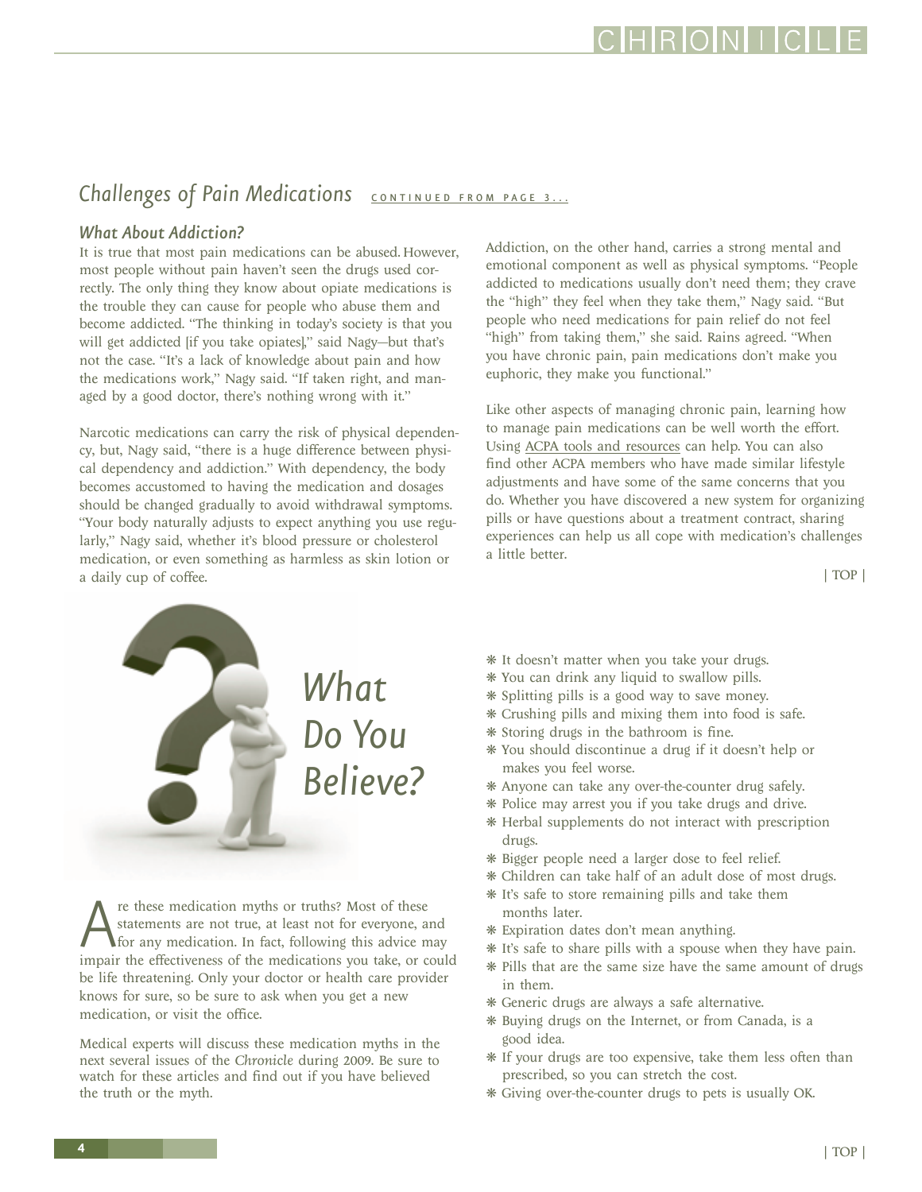## Challenges of Pain Medications CONTINUED FROM PAGE 3...

### What About Addiction?

It is true that most pain medications can be abused. However, most people without pain haven't seen the drugs used correctly. The only thing they know about opiate medications is the trouble they can cause for people who abuse them and become addicted. "The thinking in today's society is that you will get addicted [if you take opiates]," said Nagy—but that's not the case. "It's a lack of knowledge about pain and how the medications work," Nagy said. "If taken right, and managed by a good doctor, there's nothing wrong with it."

Narcotic medications can carry the risk of physical dependency, but, Nagy said, "there is a huge difference between physical dependency and addiction." With dependency, the body becomes accustomed to having the medication and dosages should be changed gradually to avoid withdrawal symptoms. "Your body naturally adjusts to expect anything you use regularly," Nagy said, whether it's blood pressure or cholesterol medication, or even something as harmless as skin lotion or a daily cup of coffee.

Addiction, on the other hand, carries a strong mental and emotional component as well as physical symptoms. "People addicted to medications usually don't need them; they crave the "high" they feel when they take them," Nagy said. "But people who need medications for pain relief do not feel "high" from taking them," she said. Rains agreed. "When you have chronic pain, pain medications don't make you euphoric, they make you functional."

Like other aspects of managing chronic pain, learning how to manage pain medications can be well worth the effort. Using ACPA tools and resources can help. You can also find other ACPA members who have made similar lifestyle adjustments and have some of the same concerns that you do. Whether you have discovered a new system for organizing pills or have questions about a treatment contract, sharing experiences can help us all cope with medication's challenges a little better.

| TOP |

## What Do You Believe?

Are these medication myths or truths? Most of these statements are not true, at least not for everyone, and for any medication. In fact, following this advice may impair the effectiveness of the medications you take, or could be life threatening. Only your doctor or health care provider knows for sure, so be sure to ask when you get a new medication, or visit the office.

Medical experts will discuss these medication myths in the next several issues of the *Chronicle* during 2009. Be sure to watch for these articles and find out if you have believed the truth or the myth.

- It doesn't matter when you take your drugs.
- You can drink any liquid to swallow pills.
- Splitting pills is a good way to save money.
- Crushing pills and mixing them into food is safe.
- Storing drugs in the bathroom is fine.
- You should discontinue a drug if it doesn't help or makes you feel worse.
- Anyone can take any over-the-counter drug safely.
- Police may arrest you if you take drugs and drive.
- Herbal supplements do not interact with prescription drugs.
- Bigger people need a larger dose to feel relief.
- Children can take half of an adult dose of most drugs.
- It's safe to store remaining pills and take them months later.
- Expiration dates don't mean anything.
- It's safe to share pills with a spouse when they have pain.
- Pills that are the same size have the same amount of drugs in them.
- Generic drugs are always a safe alternative.
- Buying drugs on the Internet, or from Canada, is a good idea.
- If your drugs are too expensive, take them less often than prescribed, so you can stretch the cost.
- Giving over-the-counter drugs to pets is usually OK.

| TOP |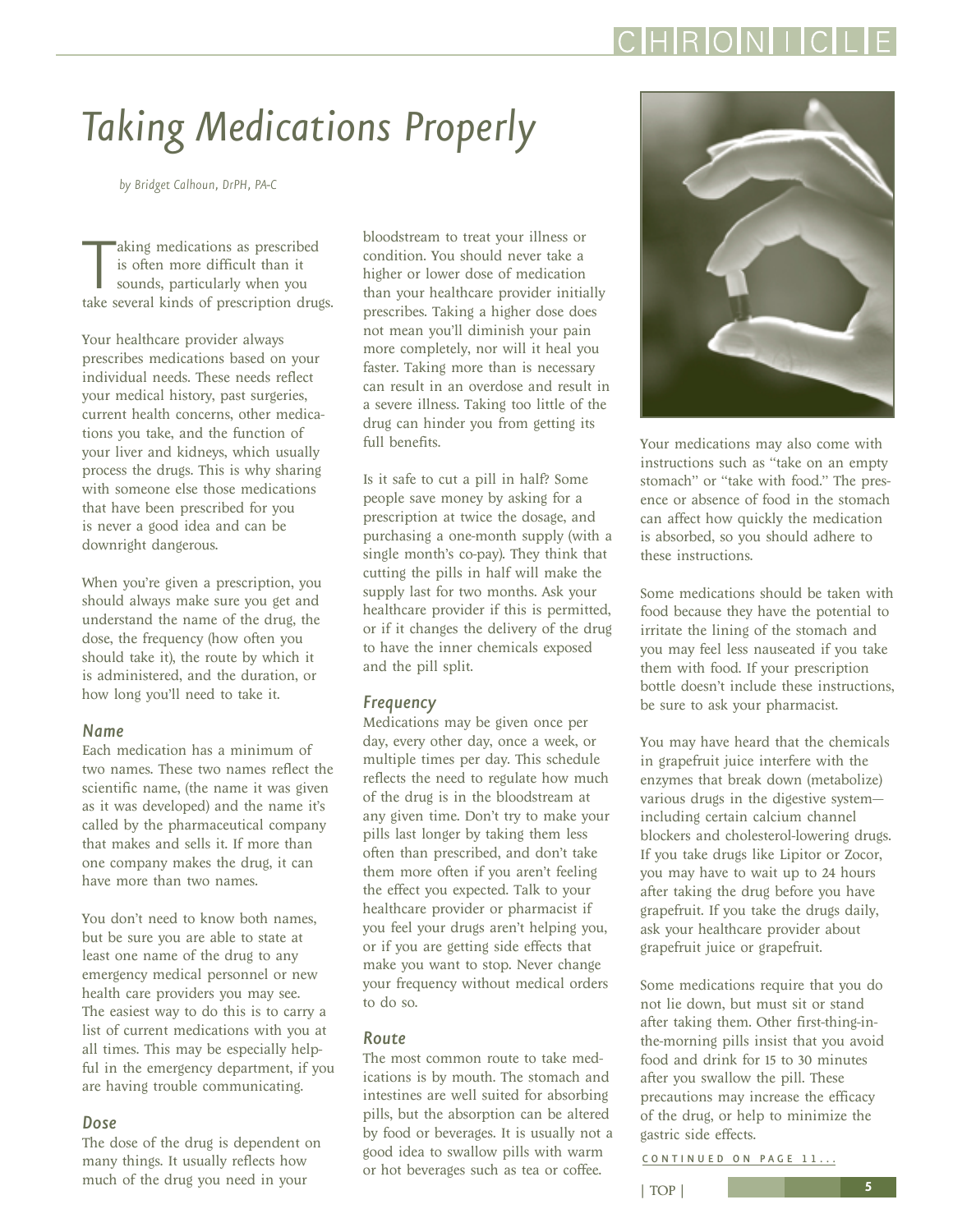# Taking Medications Properly

*by Bridget Calhoun, DrPH, PA-C*

Taking medications as prescribed is often more difficult than it sounds, particularly when you take several kinds of prescription drugs.

Your healthcare provider always prescribes medications based on your individual needs. These needs reflect your medical history, past surgeries, current health concerns, other medications you take, and the function of your liver and kidneys, which usually process the drugs. This is why sharing with someone else those medications that have been prescribed for you is never a good idea and can be downright dangerous.

When you're given a prescription, you should always make sure you get and understand the name of the drug, the dose, the frequency (how often you should take it), the route by which it is administered, and the duration, or how long you'll need to take it.

### Name

Each medication has a minimum of two names. These two names reflect the scientific name, (the name it was given as it was developed) and the name it's called by the pharmaceutical company that makes and sells it. If more than one company makes the drug, it can have more than two names.

You don't need to know both names, but be sure you are able to state at least one name of the drug to any emergency medical personnel or new health care providers you may see. The easiest way to do this is to carry a list of current medications with you at all times. This may be especially helpful in the emergency department, if you are having trouble communicating.

### Dose

The dose of the drug is dependent on many things. It usually reflects how much of the drug you need in your bloodstream to treat your illness or condition. You should never take a higher or lower dose of medication than your healthcare provider initially prescribes. Taking a higher dose does not mean you'll diminish your pain more completely, nor will it heal you faster. Taking more than is necessary can result in an overdose and result in a severe illness. Taking too little of the drug can hinder you from getting its full benefits.

Is it safe to cut a pill in half? Some people save money by asking for a prescription at twice the dosage, and purchasing a one-month supply (with a single month's co-pay). They think that cutting the pills in half will make the supply last for two months. Ask your healthcare provider if this is permitted, or if it changes the delivery of the drug to have the inner chemicals exposed and the pill split.

### Frequency

Medications may be given once per day, every other day, once a week, or multiple times per day. This schedule reflects the need to regulate how much of the drug is in the bloodstream at any given time. Don't try to make your pills last longer by taking them less often than prescribed, and don't take them more often if you aren't feeling the effect you expected. Talk to your healthcare provider or pharmacist if you feel your drugs aren't helping you, or if you are getting side effects that make you want to stop. Never change your frequency without medical orders to do so.

### Route

The most common route to take medications is by mouth. The stomach and intestines are well suited for absorbing pills, but the absorption can be altered by food or beverages. It is usually not a good idea to swallow pills with warm or hot beverages such as tea or coffee.

Your medications may also come with instructions such as "take on an empty stomach" or "take with food." The presence or absence of food in the stomach can affect how quickly the medication is absorbed, so you should adhere to these instructions.

Some medications should be taken with food because they have the potential to irritate the lining of the stomach and you may feel less nauseated if you take them with food. If your prescription bottle doesn't include these instructions, be sure to ask your pharmacist.

You may have heard that the chemicals in grapefruit juice interfere with the enzymes that break down (metabolize) various drugs in the digestive system—including certain calcium channel blockers and cholesterol-lowering drugs. If you take drugs like Lipitor or Zocor, you may have to wait up to 24 hours after taking the drug before you have grapefruit. If you take the drugs daily, ask your healthcare provider about grapefruit juice or grapefruit.

Some medications require that you do not lie down, but must sit or stand after taking them. Other first-thing-in-the-morning pills insist that you avoid food and drink for 15 to 30 minutes after you swallow the pill. These precautions may increase the efficacy of the drug, or help to minimize the gastric side effects.

CONTINUED ON PAGE 11...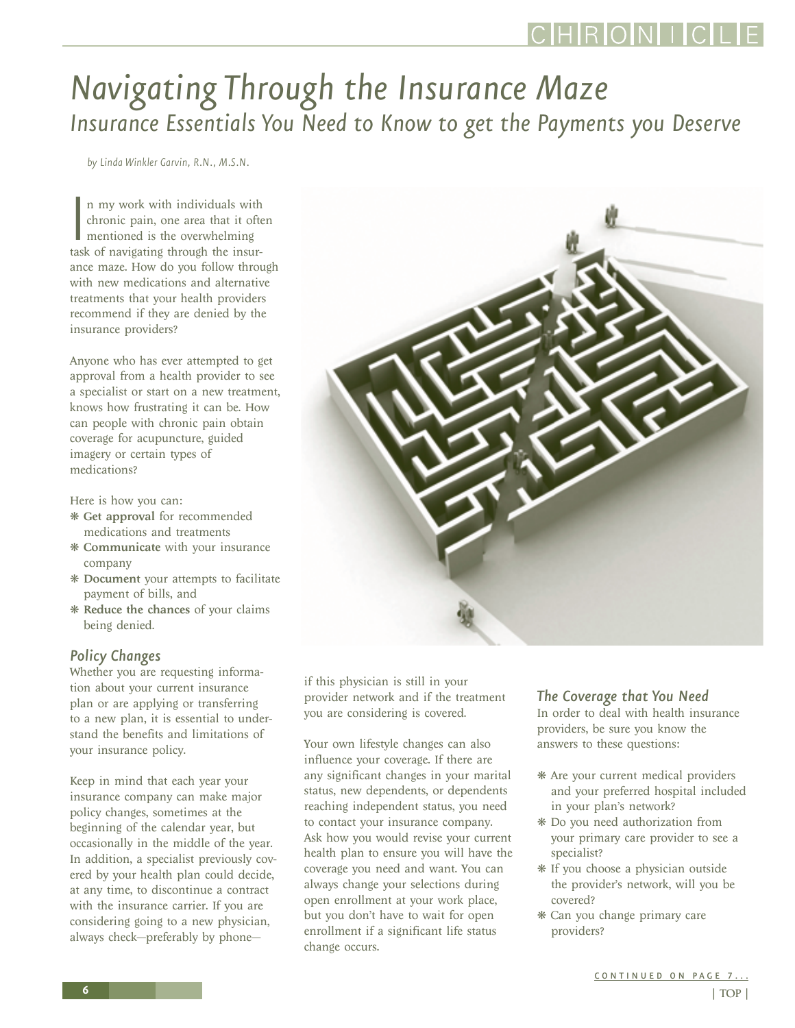// Document: cfb6b1c5d051, page 6 of 14
# Navigating Through the Insurance Maze

## Insurance Essentials You Need to Know to get the Payments you Deserve

*by Linda Winkler Garvin, R.N., M.S.N.*

In my work with individuals with chronic pain, one area that it often mentioned is the overwhelming task of navigating through the insurance maze. How do you follow through with new medications and alternative treatments that your health providers recommend if they are denied by the insurance providers?

Anyone who has ever attempted to get approval from a health provider to see a specialist or start on a new treatment, knows how frustrating it can be. How can people with chronic pain obtain coverage for acupuncture, guided imagery or certain types of medications?

Here is how you can:

- **Get approval** for recommended medications and treatments
- **Communicate** with your insurance company
- **Document** your attempts to facilitate payment of bills, and
- **Reduce the chances** of your claims being denied.

### Policy Changes

Whether you are requesting information about your current insurance plan or are applying or transferring to a new plan, it is essential to understand the benefits and limitations of your insurance policy.

Keep in mind that each year your insurance company can make major policy changes, sometimes at the beginning of the calendar year, but occasionally in the middle of the year. In addition, a specialist previously covered by your health plan could decide, at any time, to discontinue a contract with the insurance carrier. If you are considering going to a new physician, always check—preferably by phone—if this physician is still in your provider network and if the treatment you are considering is covered.

Your own lifestyle changes can also influence your coverage. If there are any significant changes in your marital status, new dependents, or dependents reaching independent status, you need to contact your insurance company. Ask how you would revise your current health plan to ensure you will have the coverage you need and want. You can always change your selections during open enrollment at your work place, but you don't have to wait for open enrollment if a significant life status change occurs.

### The Coverage that You Need

In order to deal with health insurance providers, be sure you know the answers to these questions:

- Are your current medical providers and your preferred hospital included in your plan's network?
- Do you need authorization from your primary care provider to see a specialist?
- If you choose a physician outside the provider's network, will you be covered?
- Can you change primary care providers?

CONTINUED ON PAGE 7...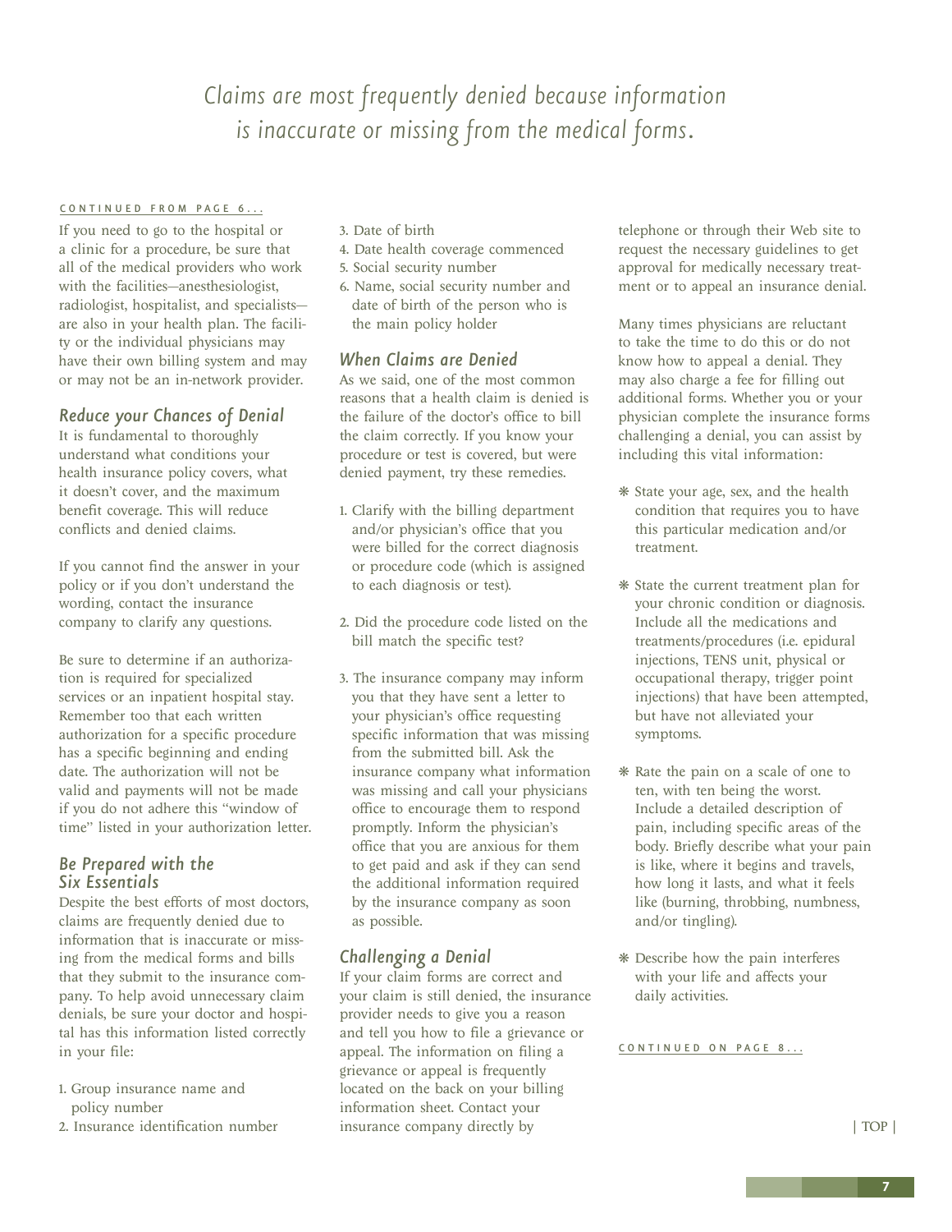*Claims are most frequently denied because information is inaccurate or missing from the medical forms.*

CONTINUED FROM PAGE 6...

If you need to go to the hospital or a clinic for a procedure, be sure that all of the medical providers who work with the facilities—anesthesiologist, radiologist, hospitalist, and specialists—are also in your health plan. The facility or the individual physicians may have their own billing system and may or may not be an in-network provider.

### Reduce your Chances of Denial

It is fundamental to thoroughly understand what conditions your health insurance policy covers, what it doesn't cover, and the maximum benefit coverage. This will reduce conflicts and denied claims.

If you cannot find the answer in your policy or if you don't understand the wording, contact the insurance company to clarify any questions.

Be sure to determine if an authorization is required for specialized services or an inpatient hospital stay. Remember too that each written authorization for a specific procedure has a specific beginning and ending date. The authorization will not be valid and payments will not be made if you do not adhere this "window of time" listed in your authorization letter.

### Be Prepared with the Six Essentials

Despite the best efforts of most doctors, claims are frequently denied due to information that is inaccurate or missing from the medical forms and bills that they submit to the insurance company. To help avoid unnecessary claim denials, be sure your doctor and hospital has this information listed correctly in your file:

1. Group insurance name and policy number
2. Insurance identification number
3. Date of birth
4. Date health coverage commenced
5. Social security number
6. Name, social security number and date of birth of the person who is the main policy holder

### When Claims are Denied

As we said, one of the most common reasons that a health claim is denied is the failure of the doctor's office to bill the claim correctly. If you know your procedure or test is covered, but were denied payment, try these remedies.

1. Clarify with the billing department and/or physician's office that you were billed for the correct diagnosis or procedure code (which is assigned to each diagnosis or test).

2. Did the procedure code listed on the bill match the specific test?

3. The insurance company may inform you that they have sent a letter to your physician's office requesting specific information that was missing from the submitted bill. Ask the insurance company what information was missing and call your physicians office to encourage them to respond promptly. Inform the physician's office that you are anxious for them to get paid and ask if they can send the additional information required by the insurance company as soon as possible.

### Challenging a Denial

If your claim forms are correct and your claim is still denied, the insurance provider needs to give you a reason and tell you how to file a grievance or appeal. The information on filing a grievance or appeal is frequently located on the back on your billing information sheet. Contact your insurance company directly by telephone or through their Web site to request the necessary guidelines to get approval for medically necessary treatment or to appeal an insurance denial.

Many times physicians are reluctant to take the time to do this or do not know how to appeal a denial. They may also charge a fee for filling out additional forms. Whether you or your physician complete the insurance forms challenging a denial, you can assist by including this vital information:

- State your age, sex, and the health condition that requires you to have this particular medication and/or treatment.

- State the current treatment plan for your chronic condition or diagnosis. Include all the medications and treatments/procedures (i.e. epidural injections, TENS unit, physical or occupational therapy, trigger point injections) that have been attempted, but have not alleviated your symptoms.

- Rate the pain on a scale of one to ten, with ten being the worst. Include a detailed description of pain, including specific areas of the body. Briefly describe what your pain is like, where it begins and travels, how long it lasts, and what it feels like (burning, throbbing, numbness, and/or tingling).

- Describe how the pain interferes with your life and affects your daily activities.

CONTINUED ON PAGE 8...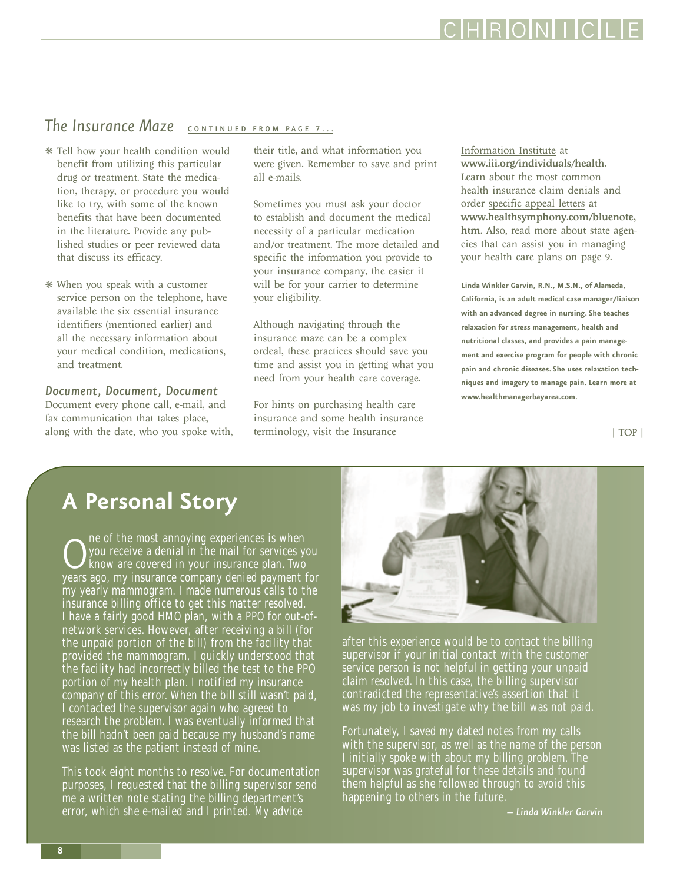## *The Insurance Maze* CONTINUED FROM PAGE 7...

- Tell how your health condition would benefit from utilizing this particular drug or treatment. State the medication, therapy, or procedure you would like to try, with some of the known benefits that have been documented in the literature. Provide any published studies or peer reviewed data that discuss its efficacy.
- When you speak with a customer service person on the telephone, have available the six essential insurance identifiers (mentioned earlier) and all the necessary information about your medical condition, medications, and treatment.

### *Document, Document, Document*

Document every phone call, e-mail, and fax communication that takes place, along with the date, who you spoke with, their title, and what information you were given. Remember to save and print all e-mails.

Sometimes you must ask your doctor to establish and document the medical necessity of a particular medication and/or treatment. The more detailed and specific the information you provide to your insurance company, the easier it will be for your carrier to determine your eligibility.

Although navigating through the insurance maze can be a complex ordeal, these practices should save you time and assist you in getting what you need from your health care coverage.

For hints on purchasing health care insurance and some health insurance terminology, visit the Insurance Information Institute at **www.iii.org/individuals/health**. Learn about the most common health insurance claim denials and order specific appeal letters at **www.healthsymphony.com/bluenote, htm.** Also, read more about state agencies that can assist you in managing your health care plans on page 9.

**Linda Winkler Garvin, R.N., M.S.N., of Alameda, California, is an adult medical case manager/liaison with an advanced degree in nursing. She teaches relaxation for stress management, health and nutritional classes, and provides a pain management and exercise program for people with chronic pain and chronic diseases. She uses relaxation techniques and imagery to manage pain. Learn more at www.healthmanagerbayarea.com.**

| TOP |

## A Personal Story

One of the most annoying experiences is when you receive a denial in the mail for services you know are covered in your insurance plan. Two years ago, my insurance company denied payment for my yearly mammogram. I made numerous calls to the insurance billing office to get this matter resolved. I have a fairly good HMO plan, with a PPO for out-of-network services. However, after receiving a bill (for the unpaid portion of the bill) from the facility that provided the mammogram, I quickly understood that the facility had incorrectly billed the test to the PPO portion of my health plan. I notified my insurance company of this error. When the bill still wasn't paid, I contacted the supervisor again who agreed to research the problem. I was eventually informed that the bill hadn't been paid because my husband's name was listed as the patient instead of mine.

This took eight months to resolve. For documentation purposes, I requested that the billing supervisor send me a written note stating the billing department's error, which she e-mailed and I printed. My advice after this experience would be to contact the billing supervisor if your initial contact with the customer service person is not helpful in getting your unpaid claim resolved. In this case, the billing supervisor contradicted the representative's assertion that it was my job to investigate why the bill was not paid.

Fortunately, I saved my dated notes from my calls with the supervisor, as well as the name of the person I initially spoke with about my billing problem. The supervisor was grateful for these details and found them helpful as she followed through to avoid this happening to others in the future.

*— Linda Winkler Garvin*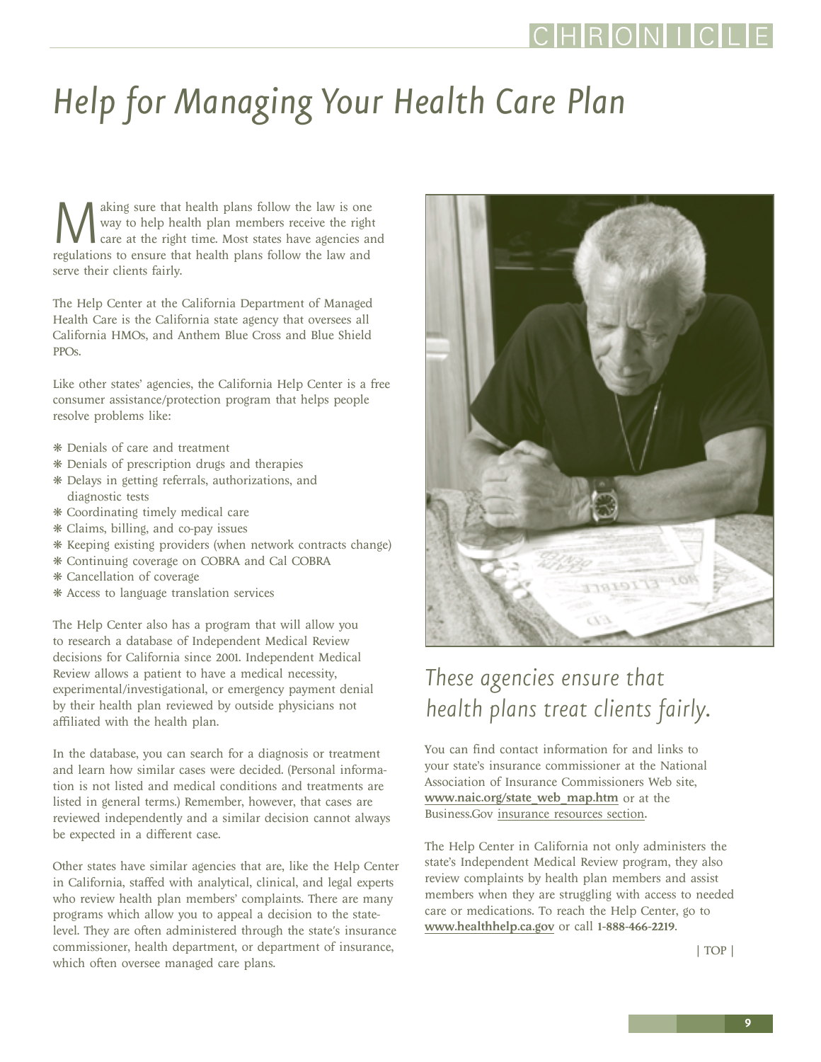# Help for Managing Your Health Care Plan

Making sure that health plans follow the law is one way to help health plan members receive the right care at the right time. Most states have agencies and regulations to ensure that health plans follow the law and serve their clients fairly.

The Help Center at the California Department of Managed Health Care is the California state agency that oversees all California HMOs, and Anthem Blue Cross and Blue Shield PPOs.

Like other states' agencies, the California Help Center is a free consumer assistance/protection program that helps people resolve problems like:

- Denials of care and treatment
- Denials of prescription drugs and therapies
- Delays in getting referrals, authorizations, and diagnostic tests
- Coordinating timely medical care
- Claims, billing, and co-pay issues
- Keeping existing providers (when network contracts change)
- Continuing coverage on COBRA and Cal COBRA
- Cancellation of coverage
- Access to language translation services

The Help Center also has a program that will allow you to research a database of Independent Medical Review decisions for California since 2001. Independent Medical Review allows a patient to have a medical necessity, experimental/investigational, or emergency payment denial by their health plan reviewed by outside physicians not affiliated with the health plan.

In the database, you can search for a diagnosis or treatment and learn how similar cases were decided. (Personal information is not listed and medical conditions and treatments are listed in general terms.) Remember, however, that cases are reviewed independently and a similar decision cannot always be expected in a different case.

Other states have similar agencies that are, like the Help Center in California, staffed with analytical, clinical, and legal experts who review health plan members' complaints. There are many programs which allow you to appeal a decision to the state-level. They are often administered through the state's insurance commissioner, health department, or department of insurance, which often oversee managed care plans.

*These agencies ensure that health plans treat clients fairly.*

You can find contact information for and links to your state's insurance commissioner at the National Association of Insurance Commissioners Web site, **www.naic.org/state_web_map.htm** or at the Business.Gov insurance resources section.

The Help Center in California not only administers the state's Independent Medical Review program, they also review complaints by health plan members and assist members when they are struggling with access to needed care or medications. To reach the Help Center, go to **www.healthhelp.ca.gov** or call **1-888-466-2219**.

| TOP |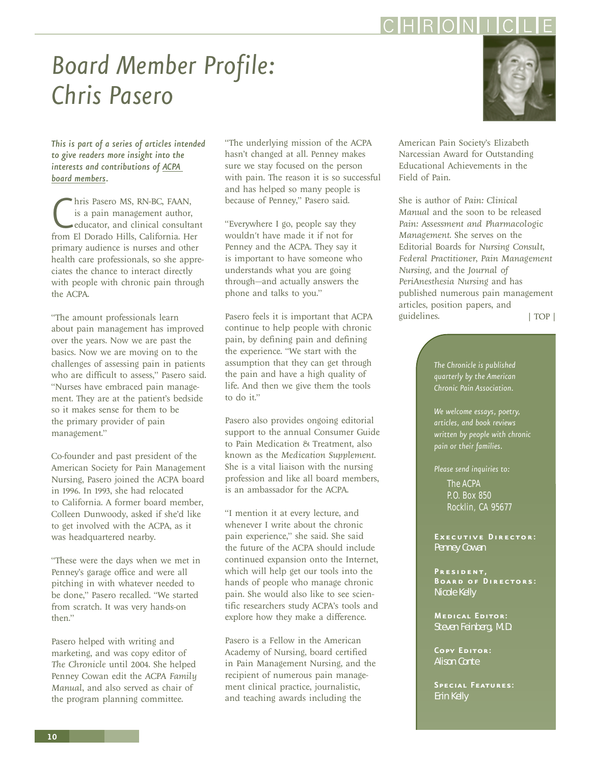# Board Member Profile: Chris Pasero

***This is part of a series of articles intended to give readers more insight into the interests and contributions of ACPA board members.***

Chris Pasero MS, RN-BC, FAAN, is a pain management author, educator, and clinical consultant from El Dorado Hills, California. Her primary audience is nurses and other health care professionals, so she appreciates the chance to interact directly with people with chronic pain through the ACPA.

"The amount professionals learn about pain management has improved over the years. Now we are past the basics. Now we are moving on to the challenges of assessing pain in patients who are difficult to assess," Pasero said. "Nurses have embraced pain management. They are at the patient's bedside so it makes sense for them to be the primary provider of pain management."

Co-founder and past president of the American Society for Pain Management Nursing, Pasero joined the ACPA board in 1996. In 1993, she had relocated to California. A former board member, Colleen Dunwoody, asked if she'd like to get involved with the ACPA, as it was headquartered nearby.

"These were the days when we met in Penney's garage office and were all pitching in with whatever needed to be done," Pasero recalled. "We started from scratch. It was very hands-on then."

Pasero helped with writing and marketing, and was copy editor of *The Chronicle* until 2004. She helped Penney Cowan edit the *ACPA Family Manual*, and also served as chair of the program planning committee.

"The underlying mission of the ACPA hasn't changed at all. Penney makes sure we stay focused on the person with pain. The reason it is so successful and has helped so many people is because of Penney," Pasero said.

"Everywhere I go, people say they wouldn't have made it if not for Penney and the ACPA. They say it is important to have someone who understands what you are going through—and actually answers the phone and talks to you."

Pasero feels it is important that ACPA continue to help people with chronic pain, by defining pain and defining the experience. "We start with the assumption that they can get through the pain and have a high quality of life. And then we give them the tools to do it."

Pasero also provides ongoing editorial support to the annual Consumer Guide to Pain Medication & Treatment, also known as the *Medication Supplement*. She is a vital liaison with the nursing profession and like all board members, is an ambassador for the ACPA.

"I mention it at every lecture, and whenever I write about the chronic pain experience," she said. She said the future of the ACPA should include continued expansion onto the Internet, which will help get our tools into the hands of people who manage chronic pain. She would also like to see scientific researchers study ACPA's tools and explore how they make a difference.

Pasero is a Fellow in the American Academy of Nursing, board certified in Pain Management Nursing, and the recipient of numerous pain management clinical practice, journalistic, and teaching awards including the American Pain Society's Elizabeth Narcessian Award for Outstanding Educational Achievements in the Field of Pain.

She is author of *Pain: Clinical Manual* and the soon to be released *Pain: Assessment and Pharmacologic Management*. She serves on the Editorial Boards for *Nursing Consult*, *Federal Practitioner*, *Pain Management Nursing*, and the *Journal of PeriAnesthesia Nursing* and has published numerous pain management articles, position papers, and guidelines.

| TOP |

*The Chronicle is published quarterly by the American Chronic Pain Association.*

*We welcome essays, poetry, articles, and book reviews written by people with chronic pain or their families.*

*Please send inquiries to:*

The ACPA
P.O. Box 850
Rocklin, CA 95677

**Executive Director:**
Penney Cowan

**President, Board of Directors:**
Nicole Kelly

**Medical Editor:**
Steven Feinberg, M.D.

**Copy Editor:**
Alison Conte

**Special Features:**
Erin Kelly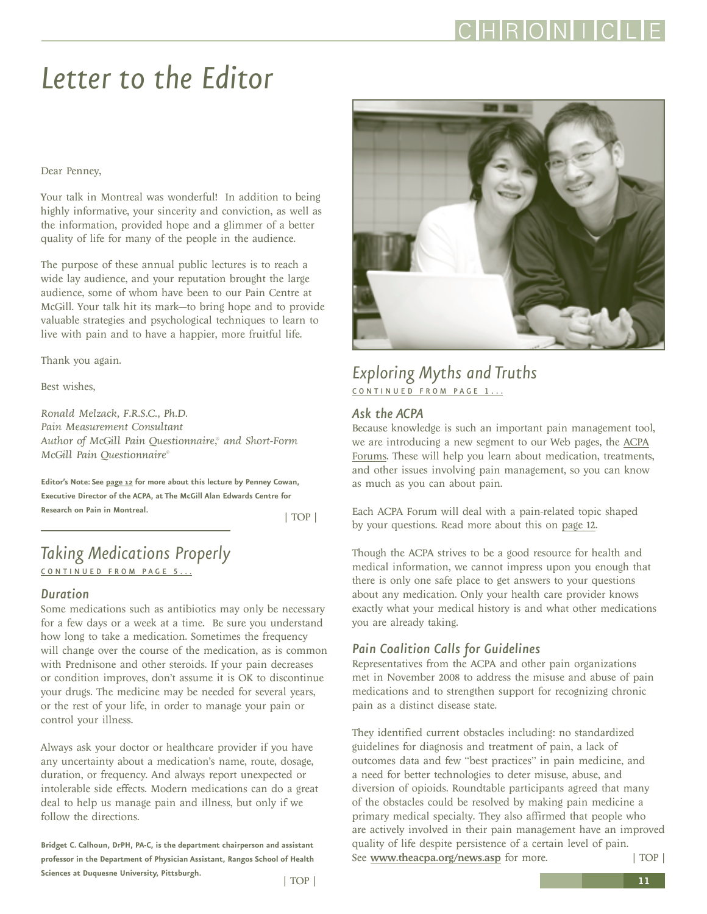# Letter to the Editor

Dear Penney,

Your talk in Montreal was wonderful! In addition to being highly informative, your sincerity and conviction, as well as the information, provided hope and a glimmer of a better quality of life for many of the people in the audience.

The purpose of these annual public lectures is to reach a wide lay audience, and your reputation brought the large audience, some of whom have been to our Pain Centre at McGill. Your talk hit its mark—to bring hope and to provide valuable strategies and psychological techniques to learn to live with pain and to have a happier, more fruitful life.

Thank you again.

Best wishes,

*Ronald Melzack, F.R.S.C., Ph.D.*
*Pain Measurement Consultant*
*Author of McGill Pain Questionnaire,® and Short-Form McGill Pain Questionnaire®*

**Editor's Note: See page 12 for more about this lecture by Penney Cowan, Executive Director of the ACPA, at The McGill Alan Edwards Centre for Research on Pain in Montreal.**

| TOP |

## Taking Medications Properly

CONTINUED FROM PAGE 5...

### Duration

Some medications such as antibiotics may only be necessary for a few days or a week at a time. Be sure you understand how long to take a medication. Sometimes the frequency will change over the course of the medication, as is common with Prednisone and other steroids. If your pain decreases or condition improves, don't assume it is OK to discontinue your drugs. The medicine may be needed for several years, or the rest of your life, in order to manage your pain or control your illness.

Always ask your doctor or healthcare provider if you have any uncertainty about a medication's name, route, dosage, duration, or frequency. And always report unexpected or intolerable side effects. Modern medications can do a great deal to help us manage pain and illness, but only if we follow the directions.

**Bridget C. Calhoun, DrPH, PA-C, is the department chairperson and assistant professor in the Department of Physician Assistant, Rangos School of Health Sciences at Duquesne University, Pittsburgh.**

| TOP |

## Exploring Myths and Truths

CONTINUED FROM PAGE 1...

### Ask the ACPA

Because knowledge is such an important pain management tool, we are introducing a new segment to our Web pages, the ACPA Forums. These will help you learn about medication, treatments, and other issues involving pain management, so you can know as much as you can about pain.

Each ACPA Forum will deal with a pain-related topic shaped by your questions. Read more about this on page 12.

Though the ACPA strives to be a good resource for health and medical information, we cannot impress upon you enough that there is only one safe place to get answers to your questions about any medication. Only your health care provider knows exactly what your medical history is and what other medications you are already taking.

### Pain Coalition Calls for Guidelines

Representatives from the ACPA and other pain organizations met in November 2008 to address the misuse and abuse of pain medications and to strengthen support for recognizing chronic pain as a distinct disease state.

They identified current obstacles including: no standardized guidelines for diagnosis and treatment of pain, a lack of outcomes data and few "best practices" in pain medicine, and a need for better technologies to deter misuse, abuse, and diversion of opioids. Roundtable participants agreed that many of the obstacles could be resolved by making pain medicine a primary medical specialty. They also affirmed that people who are actively involved in their pain management have an improved quality of life despite persistence of a certain level of pain. See **www.theacpa.org/news.asp** for more.

| TOP |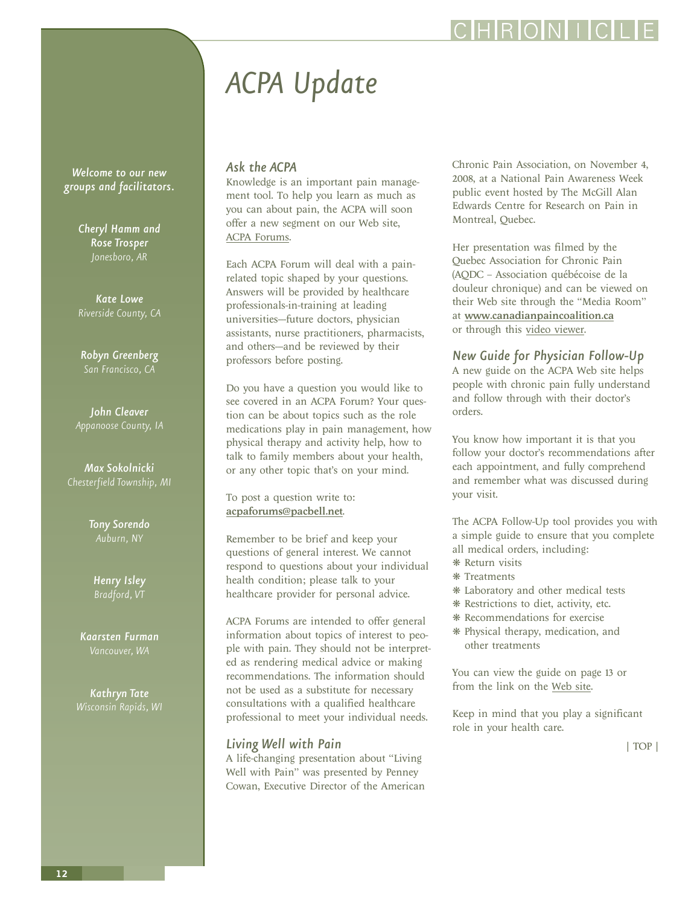# ACPA Update

*Welcome to our new groups and facilitators.*

***Cheryl Hamm and Rose Trosper***
*Jonesboro, AR*

***Kate Lowe***
*Riverside County, CA*

***Robyn Greenberg***
*San Francisco, CA*

***John Cleaver***
*Appanoose County, IA*

***Max Sokolnicki***
*Chesterfield Township, MI*

***Tony Sorendo***
*Auburn, NY*

***Henry Isley***
*Bradford, VT*

***Kaarsten Furman***
*Vancouver, WA*

***Kathryn Tate***
*Wisconsin Rapids, WI*

## *Ask the ACPA*

Knowledge is an important pain management tool. To help you learn as much as you can about pain, the ACPA will soon offer a new segment on our Web site, ACPA Forums.

Each ACPA Forum will deal with a pain-related topic shaped by your questions. Answers will be provided by healthcare professionals-in-training at leading universities—future doctors, physician assistants, nurse practitioners, pharmacists, and others—and be reviewed by their professors before posting.

Do you have a question you would like to see covered in an ACPA Forum? Your question can be about topics such as the role medications play in pain management, how physical therapy and activity help, how to talk to family members about your health, or any other topic that's on your mind.

To post a question write to: **acpaforums@pacbell.net**.

Remember to be brief and keep your questions of general interest. We cannot respond to questions about your individual health condition; please talk to your healthcare provider for personal advice.

ACPA Forums are intended to offer general information about topics of interest to people with pain. They should not be interpreted as rendering medical advice or making recommendations. The information should not be used as a substitute for necessary consultations with a qualified healthcare professional to meet your individual needs.

## *Living Well with Pain*

A life-changing presentation about "Living Well with Pain" was presented by Penney Cowan, Executive Director of the American Chronic Pain Association, on November 4, 2008, at a National Pain Awareness Week public event hosted by The McGill Alan Edwards Centre for Research on Pain in Montreal, Quebec.

Her presentation was filmed by the Quebec Association for Chronic Pain (AQDC – Association québécoise de la douleur chronique) and can be viewed on their Web site through the "Media Room" at **www.canadianpaincoalition.ca** or through this video viewer.

## *New Guide for Physician Follow-Up*

A new guide on the ACPA Web site helps people with chronic pain fully understand and follow through with their doctor's orders.

You know how important it is that you follow your doctor's recommendations after each appointment, and fully comprehend and remember what was discussed during your visit.

The ACPA Follow-Up tool provides you with a simple guide to ensure that you complete all medical orders, including:

- Return visits
- Treatments
- Laboratory and other medical tests
- Restrictions to diet, activity, etc.
- Recommendations for exercise
- Physical therapy, medication, and other treatments

You can view the guide on page 13 or from the link on the Web site.

Keep in mind that you play a significant role in your health care.

| TOP |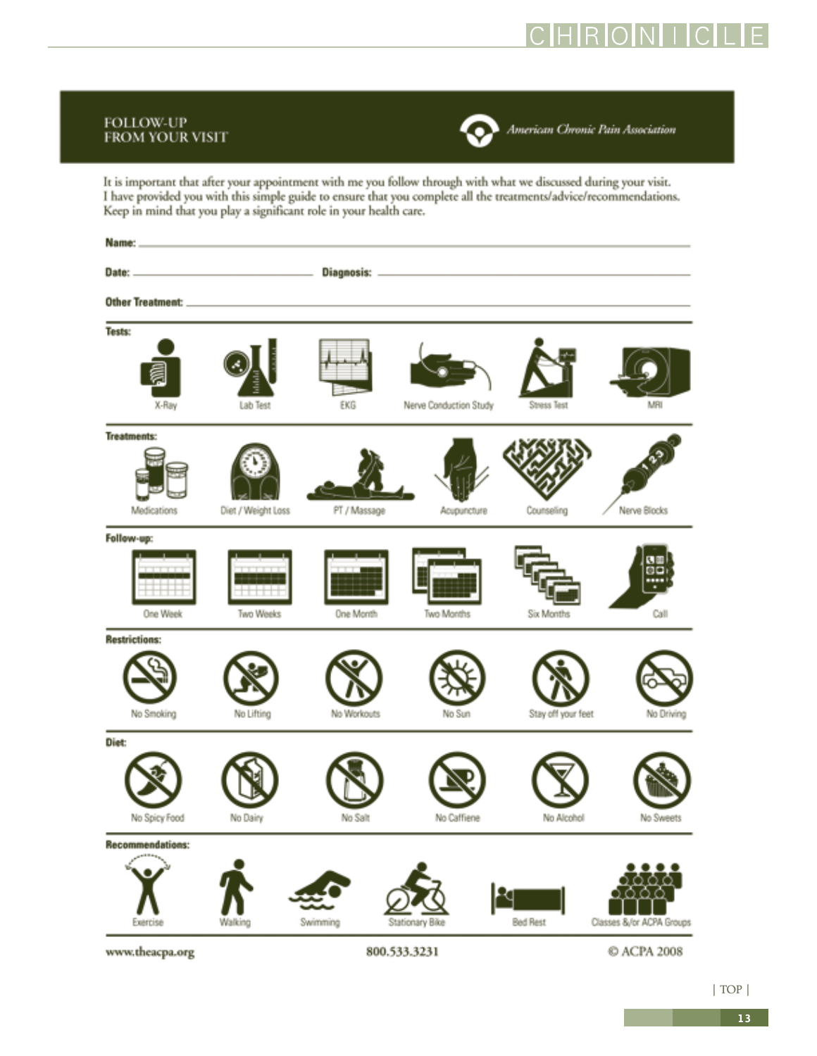## FOLLOW-UP FROM YOUR VISIT

*American Chronic Pain Association*

It is important that after your appointment with me you follow through with what we discussed during your visit. I have provided you with this simple guide to ensure that you complete all the treatments/advice/recommendations. Keep in mind that you play a significant role in your health care.

**Name:** ______________________________

**Date:** ______________ **Diagnosis:** ______________

**Other Treatment:** ______________________________

**Tests:**

X-Ray | Lab Test | EKG | Nerve Conduction Study | Stress Test | MRI

**Treatments:**

Medications | Diet / Weight Loss | PT / Massage | Acupuncture | Counseling | Nerve Blocks

**Follow-up:**

One Week | Two Weeks | One Month | Two Months | Six Months | Call

**Restrictions:**

No Smoking | No Lifting | No Workouts | No Sun | Stay off your feet | No Driving

**Diet:**

No Spicy Food | No Dairy | No Salt | No Caffiene | No Alcohol | No Sweets

**Recommendations:**

Exercise | Walking | Swimming | Stationary Bike | Bed Rest | Classes &/or ACPA Groups

www.theacpa.org 800.533.3231 © ACPA 2008

| TOP |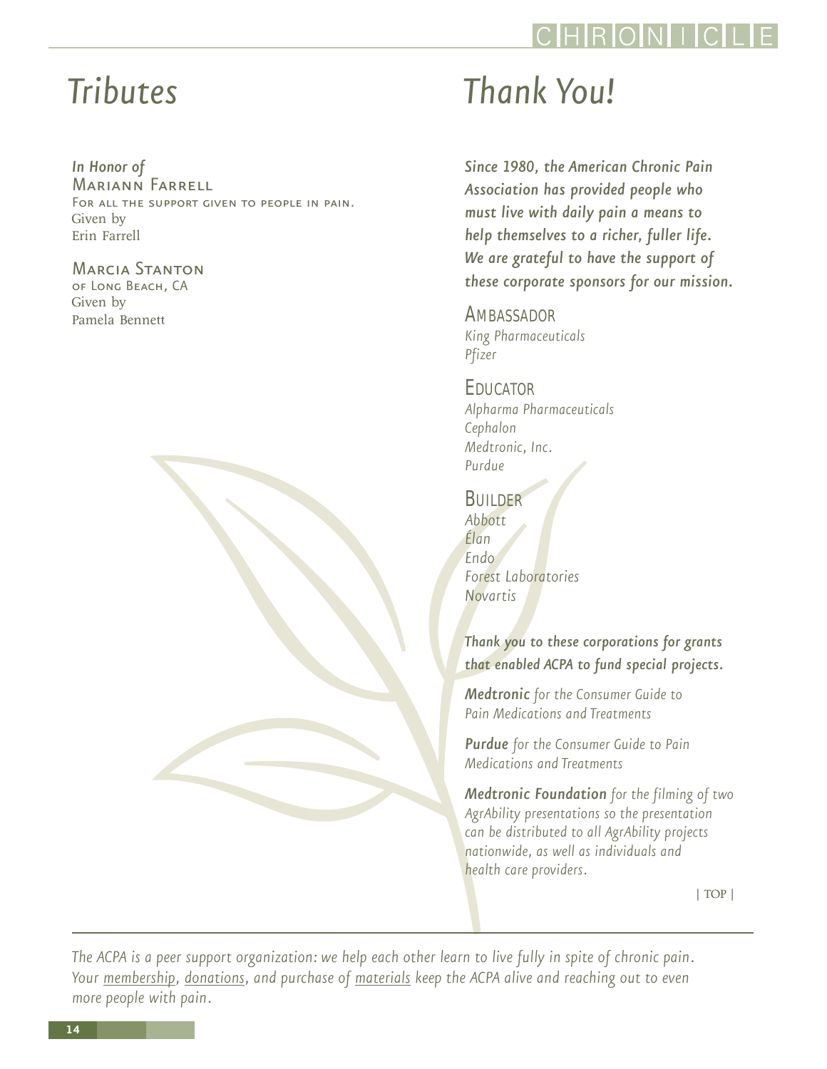# Tributes

*In Honor of*
Mariann Farrell
For all the support given to people in pain.
Given by
Erin Farrell

Marcia Stanton
of Long Beach, CA
Given by
Pamela Bennett

# Thank You!

***Since 1980, the American Chronic Pain Association has provided people who must live with daily pain a means to help themselves to a richer, fuller life. We are grateful to have the support of these corporate sponsors for our mission.***

### Ambassador

*King Pharmaceuticals*
*Pfizer*

### Educator

*Alpharma Pharmaceuticals*
*Cephalon*
*Medtronic, Inc.*
*Purdue*

### Builder

*Abbott*
*Élan*
*Endo*
*Forest Laboratories*
*Novartis*

***Thank you to these corporations for grants that enabled ACPA to fund special projects.***

***Medtronic*** *for the Consumer Guide to Pain Medications and Treatments*

***Purdue*** *for the Consumer Guide to Pain Medications and Treatments*

***Medtronic Foundation*** *for the filming of two AgrAbility presentations so the presentation can be distributed to all AgrAbility projects nationwide, as well as individuals and health care providers.*

| TOP |

---

*The ACPA is a peer support organization: we help each other learn to live fully in spite of chronic pain. Your membership, donations, and purchase of materials keep the ACPA alive and reaching out to even more people with pain.*